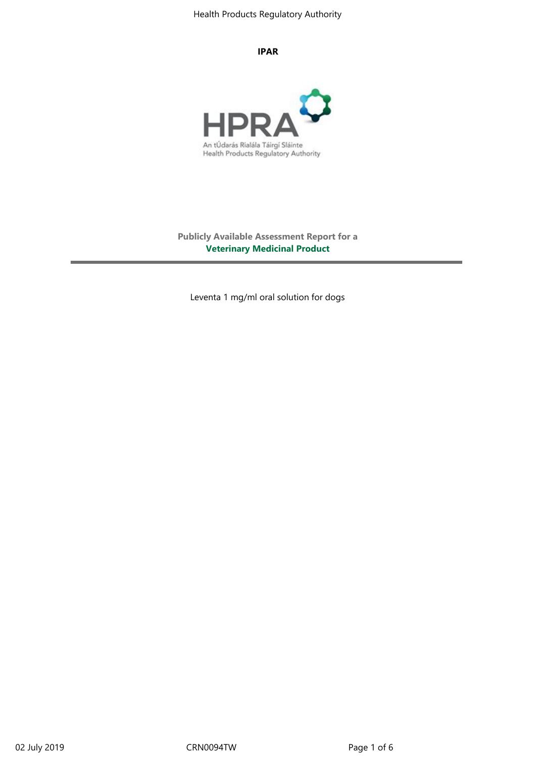**IPAR**

HPRA

An tÚdarás Rialála Táirgí Sláinte
Health Products Regulatory Authority

**Publicly Available Assessment Report for a**
**Veterinary Medicinal Product**

---

Leventa 1 mg/ml oral solution for dogs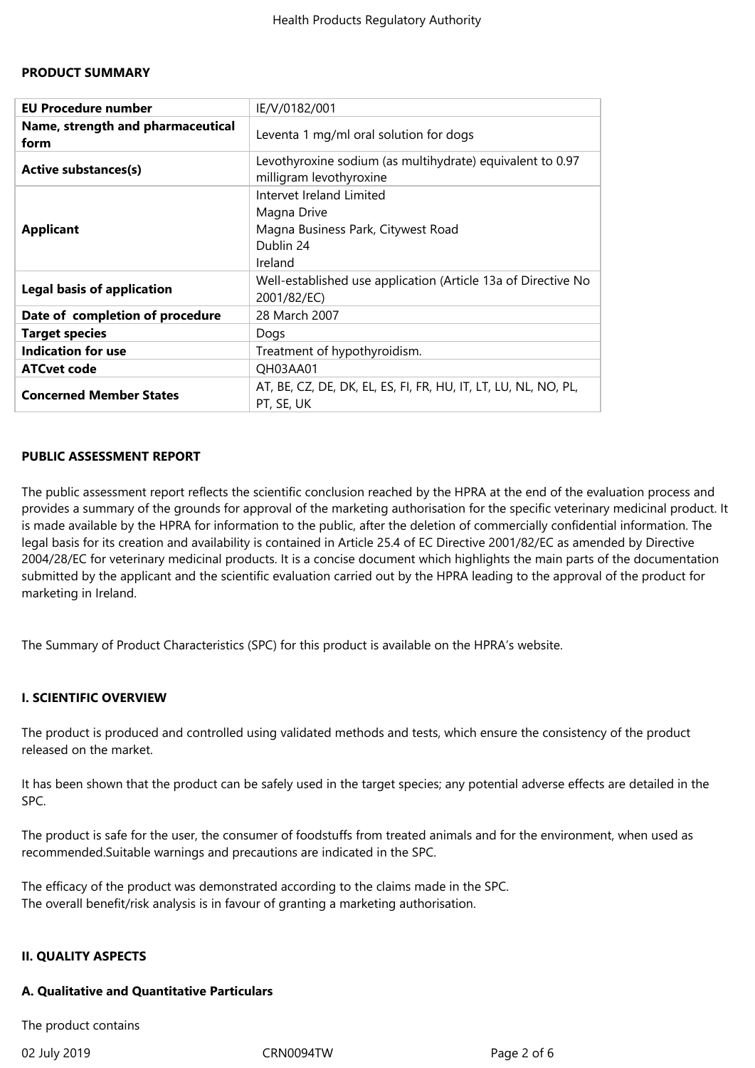## PRODUCT SUMMARY

| | |
|---|---|
| **EU Procedure number** | IE/V/0182/001 |
| **Name, strength and pharmaceutical form** | Leventa 1 mg/ml oral solution for dogs |
| **Active substances(s)** | Levothyroxine sodium (as multihydrate) equivalent to 0.97 milligram levothyroxine |
| **Applicant** | Intervet Ireland Limited<br>Magna Drive<br>Magna Business Park, Citywest Road<br>Dublin 24<br>Ireland |
| **Legal basis of application** | Well-established use application (Article 13a of Directive No 2001/82/EC) |
| **Date of completion of procedure** | 28 March 2007 |
| **Target species** | Dogs |
| **Indication for use** | Treatment of hypothyroidism. |
| **ATCvet code** | QH03AA01 |
| **Concerned Member States** | AT, BE, CZ, DE, DK, EL, ES, FI, FR, HU, IT, LT, LU, NL, NO, PL, PT, SE, UK |

## PUBLIC ASSESSMENT REPORT

The public assessment report reflects the scientific conclusion reached by the HPRA at the end of the evaluation process and provides a summary of the grounds for approval of the marketing authorisation for the specific veterinary medicinal product. It is made available by the HPRA for information to the public, after the deletion of commercially confidential information. The legal basis for its creation and availability is contained in Article 25.4 of EC Directive 2001/82/EC as amended by Directive 2004/28/EC for veterinary medicinal products. It is a concise document which highlights the main parts of the documentation submitted by the applicant and the scientific evaluation carried out by the HPRA leading to the approval of the product for marketing in Ireland.

The Summary of Product Characteristics (SPC) for this product is available on the HPRA's website.

## I. SCIENTIFIC OVERVIEW

The product is produced and controlled using validated methods and tests, which ensure the consistency of the product released on the market.

It has been shown that the product can be safely used in the target species; any potential adverse effects are detailed in the SPC.

The product is safe for the user, the consumer of foodstuffs from treated animals and for the environment, when used as recommended.Suitable warnings and precautions are indicated in the SPC.

The efficacy of the product was demonstrated according to the claims made in the SPC.
The overall benefit/risk analysis is in favour of granting a marketing authorisation.

## II. QUALITY ASPECTS

### A. Qualitative and Quantitative Particulars

The product contains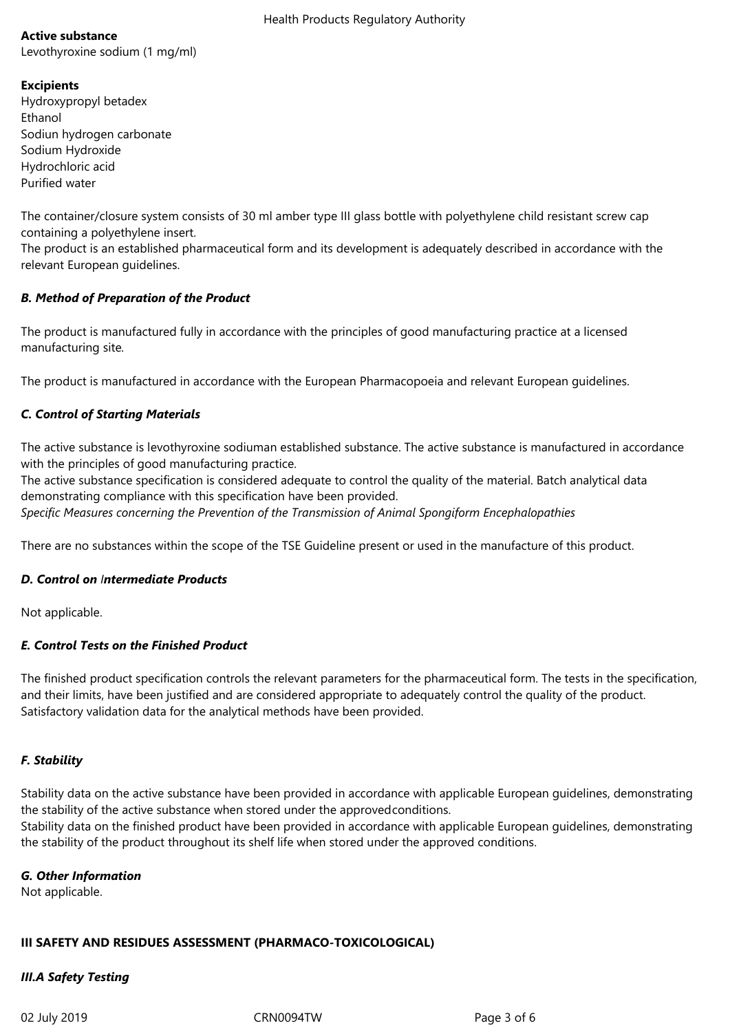**Active substance**

Levothyroxine sodium (1 mg/ml)

**Excipients**

Hydroxypropyl betadex
Ethanol
Sodiun hydrogen carbonate
Sodium Hydroxide
Hydrochloric acid
Purified water

The container/closure system consists of 30 ml amber type III glass bottle with polyethylene child resistant screw cap containing a polyethylene insert.
The product is an established pharmaceutical form and its development is adequately described in accordance with the relevant European guidelines.

### *B. Method of Preparation of the Product*

The product is manufactured fully in accordance with the principles of good manufacturing practice at a licensed manufacturing site.

The product is manufactured in accordance with the European Pharmacopoeia and relevant European guidelines.

### *C. Control of Starting Materials*

The active substance is levothyroxine sodiuman established substance. The active substance is manufactured in accordance with the principles of good manufacturing practice.
The active substance specification is considered adequate to control the quality of the material. Batch analytical data demonstrating compliance with this specification have been provided.
*Specific Measures concerning the Prevention of the Transmission of Animal Spongiform Encephalopathies*

There are no substances within the scope of the TSE Guideline present or used in the manufacture of this product.

### *D. Control on Intermediate Products*

Not applicable.

### *E. Control Tests on the Finished Product*

The finished product specification controls the relevant parameters for the pharmaceutical form. The tests in the specification, and their limits, have been justified and are considered appropriate to adequately control the quality of the product. Satisfactory validation data for the analytical methods have been provided.

### *F. Stability*

Stability data on the active substance have been provided in accordance with applicable European guidelines, demonstrating the stability of the active substance when stored under the approvedconditions.
Stability data on the finished product have been provided in accordance with applicable European guidelines, demonstrating the stability of the product throughout its shelf life when stored under the approved conditions.

### *G. Other Information*

Not applicable.

## III SAFETY AND RESIDUES ASSESSMENT (PHARMACO-TOXICOLOGICAL)

### *III.A Safety Testing*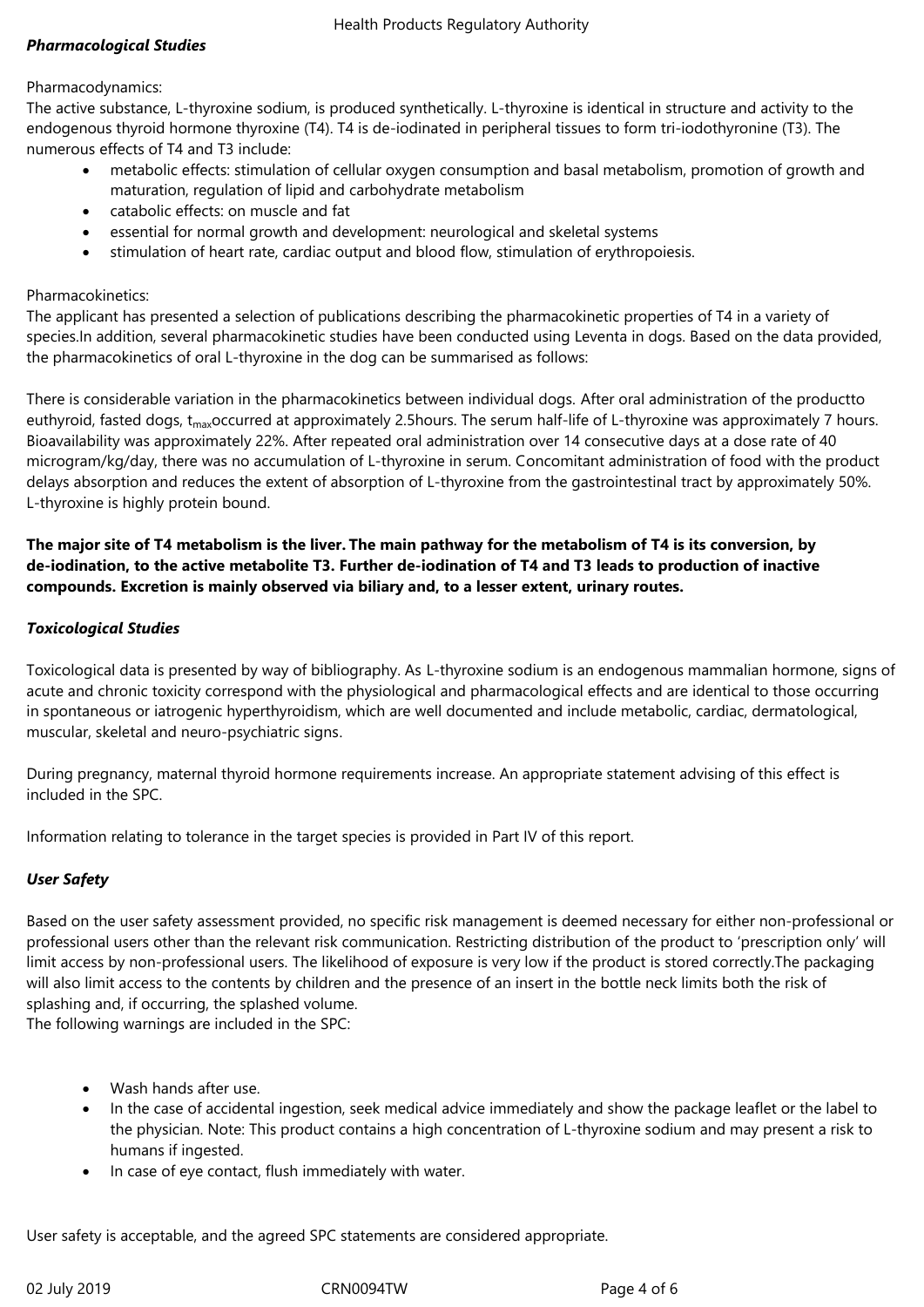***Pharmacological Studies***

Pharmacodynamics:
The active substance, L-thyroxine sodium, is produced synthetically. L-thyroxine is identical in structure and activity to the endogenous thyroid hormone thyroxine (T4). T4 is de-iodinated in peripheral tissues to form tri-iodothyronine (T3). The numerous effects of T4 and T3 include:

- metabolic effects: stimulation of cellular oxygen consumption and basal metabolism, promotion of growth and maturation, regulation of lipid and carbohydrate metabolism
- catabolic effects: on muscle and fat
- essential for normal growth and development: neurological and skeletal systems
- stimulation of heart rate, cardiac output and blood flow, stimulation of erythropoiesis.

Pharmacokinetics:
The applicant has presented a selection of publications describing the pharmacokinetic properties of T4 in a variety of species.In addition, several pharmacokinetic studies have been conducted using Leventa in dogs. Based on the data provided, the pharmacokinetics of oral L-thyroxine in the dog can be summarised as follows:

There is considerable variation in the pharmacokinetics between individual dogs. After oral administration of the productto euthyroid, fasted dogs, $t_{max}$occurred at approximately 2.5hours. The serum half-life of L-thyroxine was approximately 7 hours. Bioavailability was approximately 22%. After repeated oral administration over 14 consecutive days at a dose rate of 40 microgram/kg/day, there was no accumulation of L-thyroxine in serum. Concomitant administration of food with the product delays absorption and reduces the extent of absorption of L-thyroxine from the gastrointestinal tract by approximately 50%. L-thyroxine is highly protein bound.

**The major site of T4 metabolism is the liver. The main pathway for the metabolism of T4 is its conversion, by de-iodination, to the active metabolite T3. Further de-iodination of T4 and T3 leads to production of inactive compounds. Excretion is mainly observed via biliary and, to a lesser extent, urinary routes.**

***Toxicological Studies***

Toxicological data is presented by way of bibliography. As L-thyroxine sodium is an endogenous mammalian hormone, signs of acute and chronic toxicity correspond with the physiological and pharmacological effects and are identical to those occurring in spontaneous or iatrogenic hyperthyroidism, which are well documented and include metabolic, cardiac, dermatological, muscular, skeletal and neuro-psychiatric signs.

During pregnancy, maternal thyroid hormone requirements increase. An appropriate statement advising of this effect is included in the SPC.

Information relating to tolerance in the target species is provided in Part IV of this report.

***User Safety***

Based on the user safety assessment provided, no specific risk management is deemed necessary for either non-professional or professional users other than the relevant risk communication. Restricting distribution of the product to 'prescription only' will limit access by non-professional users. The likelihood of exposure is very low if the product is stored correctly.The packaging will also limit access to the contents by children and the presence of an insert in the bottle neck limits both the risk of splashing and, if occurring, the splashed volume.
The following warnings are included in the SPC:

- Wash hands after use.
- In the case of accidental ingestion, seek medical advice immediately and show the package leaflet or the label to the physician. Note: This product contains a high concentration of L-thyroxine sodium and may present a risk to humans if ingested.
- In case of eye contact, flush immediately with water.

User safety is acceptable, and the agreed SPC statements are considered appropriate.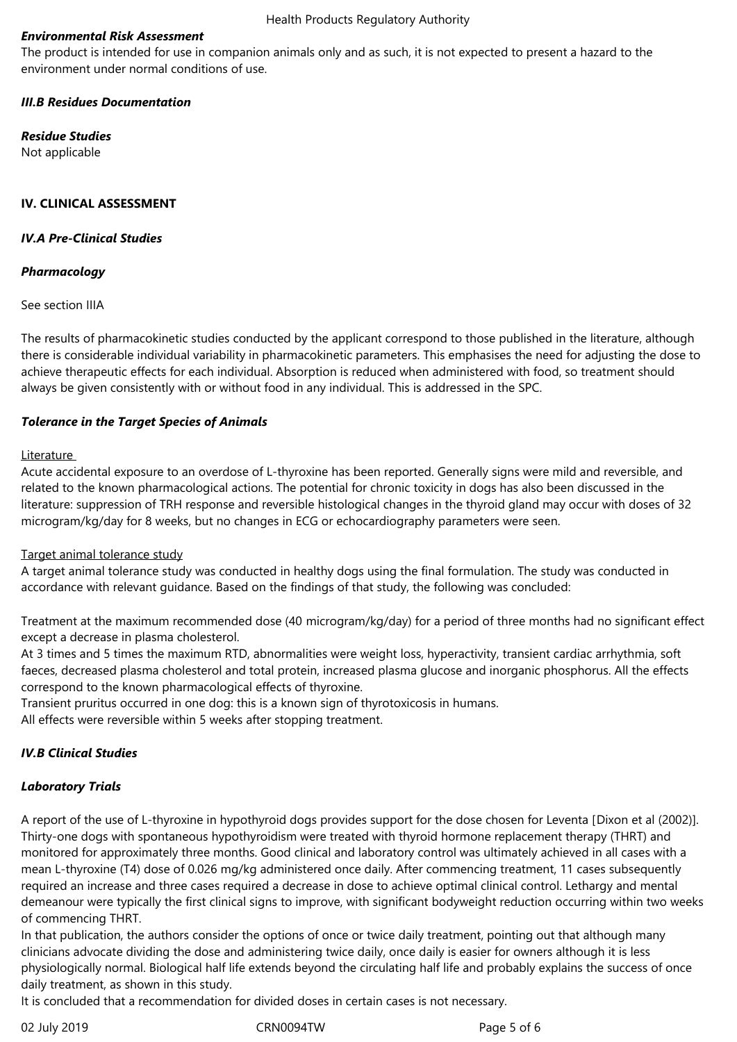### *Environmental Risk Assessment*

The product is intended for use in companion animals only and as such, it is not expected to present a hazard to the environment under normal conditions of use.

### *III.B Residues Documentation*

***Residue Studies***

Not applicable

## IV. CLINICAL ASSESSMENT

### *IV.A Pre-Clinical Studies*

***Pharmacology***

See section IIIA

The results of pharmacokinetic studies conducted by the applicant correspond to those published in the literature, although there is considerable individual variability in pharmacokinetic parameters. This emphasises the need for adjusting the dose to achieve therapeutic effects for each individual. Absorption is reduced when administered with food, so treatment should always be given consistently with or without food in any individual. This is addressed in the SPC.

***Tolerance in the Target Species of Animals***

Literature

Acute accidental exposure to an overdose of L-thyroxine has been reported. Generally signs were mild and reversible, and related to the known pharmacological actions. The potential for chronic toxicity in dogs has also been discussed in the literature: suppression of TRH response and reversible histological changes in the thyroid gland may occur with doses of 32 microgram/kg/day for 8 weeks, but no changes in ECG or echocardiography parameters were seen.

Target animal tolerance study

A target animal tolerance study was conducted in healthy dogs using the final formulation. The study was conducted in accordance with relevant guidance. Based on the findings of that study, the following was concluded:

Treatment at the maximum recommended dose (40 microgram/kg/day) for a period of three months had no significant effect except a decrease in plasma cholesterol.
At 3 times and 5 times the maximum RTD, abnormalities were weight loss, hyperactivity, transient cardiac arrhythmia, soft faeces, decreased plasma cholesterol and total protein, increased plasma glucose and inorganic phosphorus. All the effects correspond to the known pharmacological effects of thyroxine.
Transient pruritus occurred in one dog: this is a known sign of thyrotoxicosis in humans.
All effects were reversible within 5 weeks after stopping treatment.

### *IV.B Clinical Studies*

***Laboratory Trials***

A report of the use of L-thyroxine in hypothyroid dogs provides support for the dose chosen for Leventa [Dixon et al (2002)]. Thirty-one dogs with spontaneous hypothyroidism were treated with thyroid hormone replacement therapy (THRT) and monitored for approximately three months. Good clinical and laboratory control was ultimately achieved in all cases with a mean L-thyroxine (T4) dose of 0.026 mg/kg administered once daily. After commencing treatment, 11 cases subsequently required an increase and three cases required a decrease in dose to achieve optimal clinical control. Lethargy and mental demeanour were typically the first clinical signs to improve, with significant bodyweight reduction occurring within two weeks of commencing THRT.
In that publication, the authors consider the options of once or twice daily treatment, pointing out that although many clinicians advocate dividing the dose and administering twice daily, once daily is easier for owners although it is less physiologically normal. Biological half life extends beyond the circulating half life and probably explains the success of once daily treatment, as shown in this study.
It is concluded that a recommendation for divided doses in certain cases is not necessary.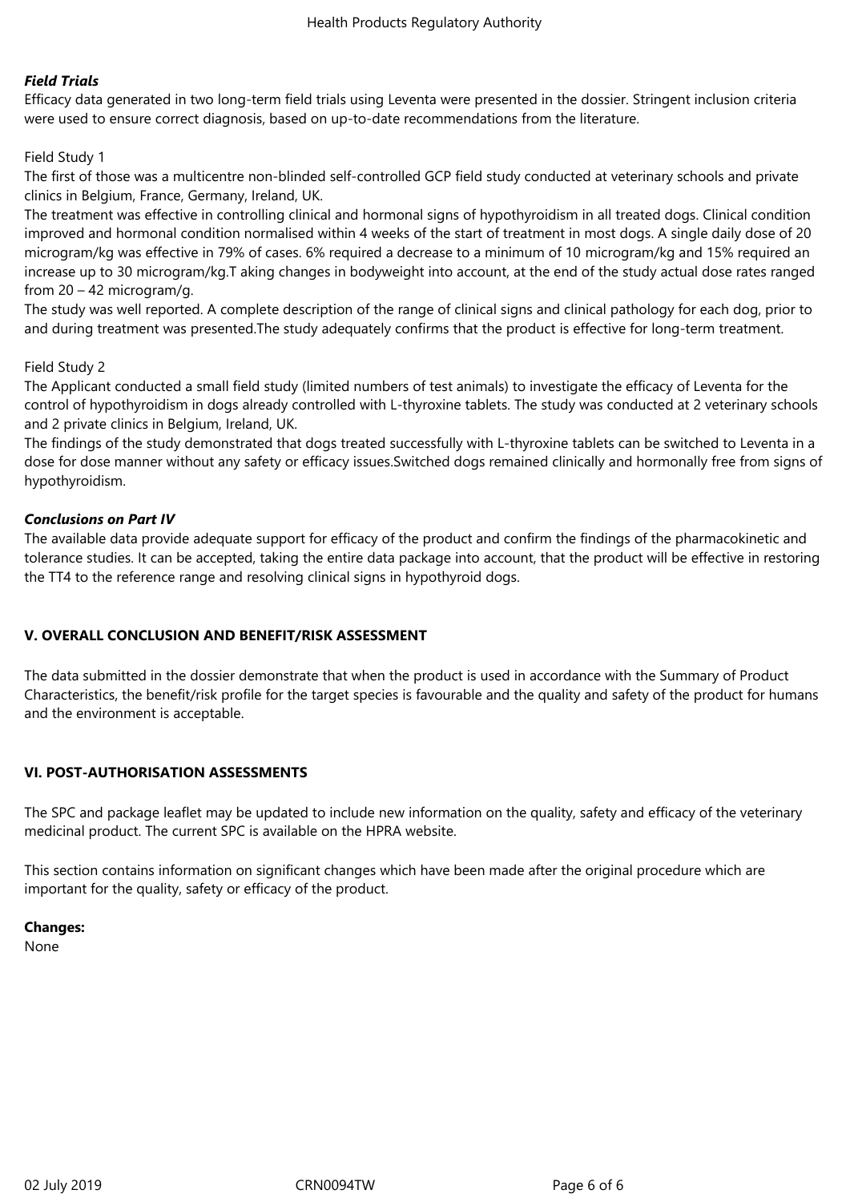***Field Trials***

Efficacy data generated in two long-term field trials using Leventa were presented in the dossier. Stringent inclusion criteria were used to ensure correct diagnosis, based on up-to-date recommendations from the literature.

Field Study 1

The first of those was a multicentre non-blinded self-controlled GCP field study conducted at veterinary schools and private clinics in Belgium, France, Germany, Ireland, UK.

The treatment was effective in controlling clinical and hormonal signs of hypothyroidism in all treated dogs. Clinical condition improved and hormonal condition normalised within 4 weeks of the start of treatment in most dogs. A single daily dose of 20 microgram/kg was effective in 79% of cases. 6% required a decrease to a minimum of 10 microgram/kg and 15% required an increase up to 30 microgram/kg.T aking changes in bodyweight into account, at the end of the study actual dose rates ranged from 20 – 42 microgram/g.

The study was well reported. A complete description of the range of clinical signs and clinical pathology for each dog, prior to and during treatment was presented.The study adequately confirms that the product is effective for long-term treatment.

Field Study 2

The Applicant conducted a small field study (limited numbers of test animals) to investigate the efficacy of Leventa for the control of hypothyroidism in dogs already controlled with L-thyroxine tablets. The study was conducted at 2 veterinary schools and 2 private clinics in Belgium, Ireland, UK.

The findings of the study demonstrated that dogs treated successfully with L-thyroxine tablets can be switched to Leventa in a dose for dose manner without any safety or efficacy issues.Switched dogs remained clinically and hormonally free from signs of hypothyroidism.

***Conclusions on Part IV***

The available data provide adequate support for efficacy of the product and confirm the findings of the pharmacokinetic and tolerance studies. It can be accepted, taking the entire data package into account, that the product will be effective in restoring the TT4 to the reference range and resolving clinical signs in hypothyroid dogs.

## V. OVERALL CONCLUSION AND BENEFIT/RISK ASSESSMENT

The data submitted in the dossier demonstrate that when the product is used in accordance with the Summary of Product Characteristics, the benefit/risk profile for the target species is favourable and the quality and safety of the product for humans and the environment is acceptable.

## VI. POST-AUTHORISATION ASSESSMENTS

The SPC and package leaflet may be updated to include new information on the quality, safety and efficacy of the veterinary medicinal product. The current SPC is available on the HPRA website.

This section contains information on significant changes which have been made after the original procedure which are important for the quality, safety or efficacy of the product.

**Changes:**

None